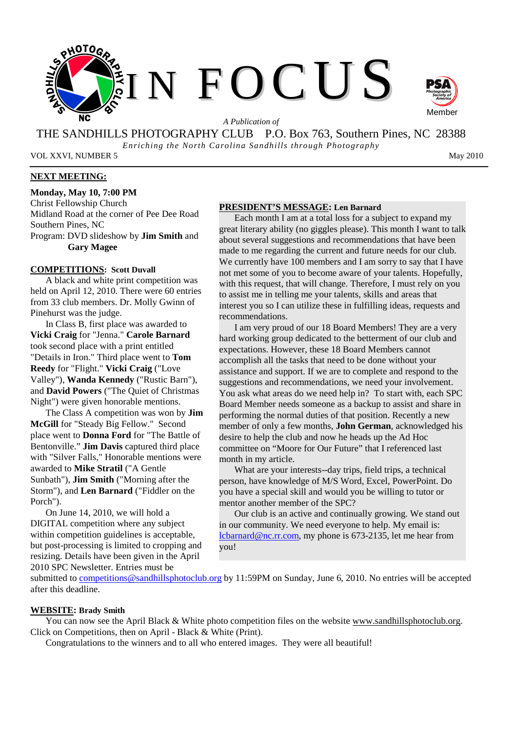# IN FOCUS

*A Publication of*

THE SANDHILLS PHOTOGRAPHY CLUB P.O. Box 763, Southern Pines, NC 28388

*Enriching the North Carolina Sandhills through Photography*

VOL XXVI, NUMBER 5 May 2010

---

## NEXT MEETING:

**Monday, May 10, 7:00 PM**
Christ Fellowship Church
Midland Road at the corner of Pee Dee Road
Southern Pines, NC
Program: DVD slideshow by **Jim Smith** and **Gary Magee**

## COMPETITIONS: Scott Duvall

A black and white print competition was held on April 12, 2010. There were 60 entries from 33 club members. Dr. Molly Gwinn of Pinehurst was the judge.

In Class B, first place was awarded to **Vicki Craig** for "Jenna." **Carole Barnard** took second place with a print entitled "Details in Iron." Third place went to **Tom Reedy** for "Flight." **Vicki Craig** ("Love Valley"), **Wanda Kennedy** ("Rustic Barn"), and **David Powers** ("The Quiet of Christmas Night") were given honorable mentions.

The Class A competition was won by **Jim McGill** for "Steady Big Fellow." Second place went to **Donna Ford** for "The Battle of Bentonville." **Jim Davis** captured third place with "Silver Falls," Honorable mentions were awarded to **Mike Stratil** ("A Gentle Sunbath"), **Jim Smith** ("Morning after the Storm"), and **Len Barnard** ("Fiddler on the Porch").

On June 14, 2010, we will hold a DIGITAL competition where any subject within competition guidelines is acceptable, but post-processing is limited to cropping and resizing. Details have been given in the April 2010 SPC Newsletter. Entries must be submitted to competitions@sandhillsphotoclub.org by 11:59PM on Sunday, June 6, 2010. No entries will be accepted after this deadline.

## PRESIDENT'S MESSAGE: Len Barnard

Each month I am at a total loss for a subject to expand my great literary ability (no giggles please). This month I want to talk about several suggestions and recommendations that have been made to me regarding the current and future needs for our club. We currently have 100 members and I am sorry to say that I have not met some of you to become aware of your talents. Hopefully, with this request, that will change. Therefore, I must rely on you to assist me in telling me your talents, skills and areas that interest you so I can utilize these in fulfilling ideas, requests and recommendations.

I am very proud of our 18 Board Members! They are a very hard working group dedicated to the betterment of our club and expectations. However, these 18 Board Members cannot accomplish all the tasks that need to be done without your assistance and support. If we are to complete and respond to the suggestions and recommendations, we need your involvement. You ask what areas do we need help in? To start with, each SPC Board Member needs someone as a backup to assist and share in performing the normal duties of that position. Recently a new member of only a few months, **John German**, acknowledged his desire to help the club and now he heads up the Ad Hoc committee on "Moore for Our Future" that I referenced last month in my article.

What are your interests--day trips, field trips, a technical person, have knowledge of M/S Word, Excel, PowerPoint. Do you have a special skill and would you be willing to tutor or mentor another member of the SPC?

Our club is an active and continually growing. We stand out in our community. We need everyone to help. My email is: lcbarnard@nc.rr.com, my phone is 673-2135, let me hear from you!

## WEBSITE: Brady Smith

You can now see the April Black & White photo competition files on the website www.sandhillsphotoclub.org. Click on Competitions, then on April - Black & White (Print).

Congratulations to the winners and to all who entered images. They were all beautiful!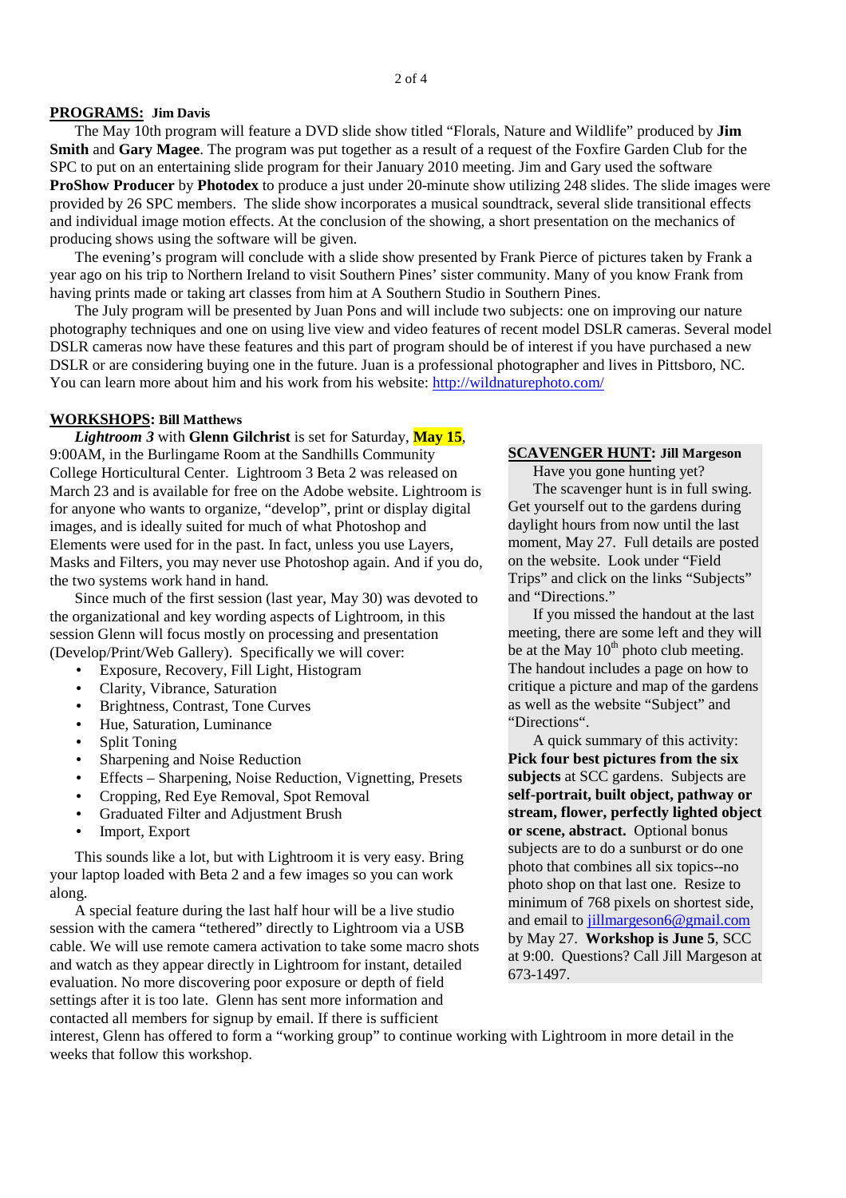**PROGRAMS: Jim Davis**

The May 10th program will feature a DVD slide show titled "Florals, Nature and Wildlife" produced by **Jim Smith** and **Gary Magee**. The program was put together as a result of a request of the Foxfire Garden Club for the SPC to put on an entertaining slide program for their January 2010 meeting. Jim and Gary used the software **ProShow Producer** by **Photodex** to produce a just under 20-minute show utilizing 248 slides. The slide images were provided by 26 SPC members. The slide show incorporates a musical soundtrack, several slide transitional effects and individual image motion effects. At the conclusion of the showing, a short presentation on the mechanics of producing shows using the software will be given.

The evening's program will conclude with a slide show presented by Frank Pierce of pictures taken by Frank a year ago on his trip to Northern Ireland to visit Southern Pines' sister community. Many of you know Frank from having prints made or taking art classes from him at A Southern Studio in Southern Pines.

The July program will be presented by Juan Pons and will include two subjects: one on improving our nature photography techniques and one on using live view and video features of recent model DSLR cameras. Several model DSLR cameras now have these features and this part of program should be of interest if you have purchased a new DSLR or are considering buying one in the future. Juan is a professional photographer and lives in Pittsboro, NC. You can learn more about him and his work from his website: http://wildnaturephoto.com/

**WORKSHOPS: Bill Matthews**

***Lightroom 3*** with **Glenn Gilchrist** is set for Saturday, **May 15**, 9:00AM, in the Burlingame Room at the Sandhills Community College Horticultural Center. Lightroom 3 Beta 2 was released on March 23 and is available for free on the Adobe website. Lightroom is for anyone who wants to organize, "develop", print or display digital images, and is ideally suited for much of what Photoshop and Elements were used for in the past. In fact, unless you use Layers, Masks and Filters, you may never use Photoshop again. And if you do, the two systems work hand in hand.

Since much of the first session (last year, May 30) was devoted to the organizational and key wording aspects of Lightroom, in this session Glenn will focus mostly on processing and presentation (Develop/Print/Web Gallery). Specifically we will cover:

- Exposure, Recovery, Fill Light, Histogram
- Clarity, Vibrance, Saturation
- Brightness, Contrast, Tone Curves
- Hue, Saturation, Luminance
- Split Toning
- Sharpening and Noise Reduction
- Effects – Sharpening, Noise Reduction, Vignetting, Presets
- Cropping, Red Eye Removal, Spot Removal
- Graduated Filter and Adjustment Brush
- Import, Export

This sounds like a lot, but with Lightroom it is very easy. Bring your laptop loaded with Beta 2 and a few images so you can work along.

A special feature during the last half hour will be a live studio session with the camera "tethered" directly to Lightroom via a USB cable. We will use remote camera activation to take some macro shots and watch as they appear directly in Lightroom for instant, detailed evaluation. No more discovering poor exposure or depth of field settings after it is too late. Glenn has sent more information and contacted all members for signup by email. If there is sufficient interest, Glenn has offered to form a "working group" to continue working with Lightroom in more detail in the weeks that follow this workshop.

**SCAVENGER HUNT: Jill Margeson**

Have you gone hunting yet?

The scavenger hunt is in full swing. Get yourself out to the gardens during daylight hours from now until the last moment, May 27. Full details are posted on the website. Look under "Field Trips" and click on the links "Subjects" and "Directions."

If you missed the handout at the last meeting, there are some left and they will be at the May 10th photo club meeting. The handout includes a page on how to critique a picture and map of the gardens as well as the website "Subject" and "Directions".

A quick summary of this activity: **Pick four best pictures from the six subjects** at SCC gardens. Subjects are **self-portrait, built object, pathway or stream, flower, perfectly lighted object or scene, abstract.** Optional bonus subjects are to do a sunburst or do one photo that combines all six topics--no photo shop on that last one. Resize to minimum of 768 pixels on shortest side, and email to jillmargeson6@gmail.com by May 27. **Workshop is June 5**, SCC at 9:00. Questions? Call Jill Margeson at 673-1497.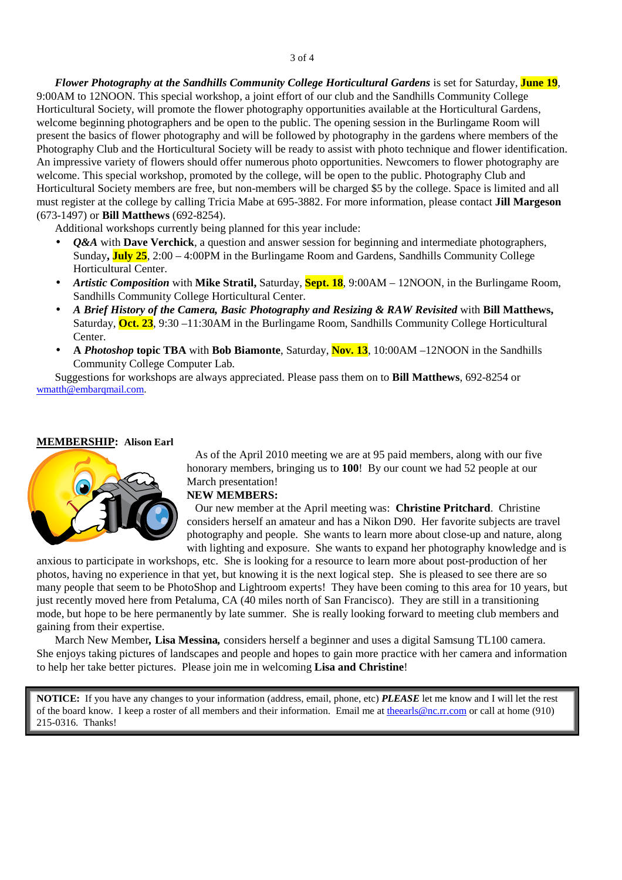***Flower Photography at the Sandhills Community College Horticultural Gardens*** is set for Saturday, **June 19**, 9:00AM to 12NOON. This special workshop, a joint effort of our club and the Sandhills Community College Horticultural Society, will promote the flower photography opportunities available at the Horticultural Gardens, welcome beginning photographers and be open to the public. The opening session in the Burlingame Room will present the basics of flower photography and will be followed by photography in the gardens where members of the Photography Club and the Horticultural Society will be ready to assist with photo technique and flower identification. An impressive variety of flowers should offer numerous photo opportunities. Newcomers to flower photography are welcome. This special workshop, promoted by the college, will be open to the public. Photography Club and Horticultural Society members are free, but non-members will be charged $5 by the college. Space is limited and all must register at the college by calling Tricia Mabe at 695-3882. For more information, please contact **Jill Margeson** (673-1497) or **Bill Matthews** (692-8254).

Additional workshops currently being planned for this year include:

- ***Q&A*** with **Dave Verchick**, a question and answer session for beginning and intermediate photographers, Sunday**, July 25**, 2:00 – 4:00PM in the Burlingame Room and Gardens, Sandhills Community College Horticultural Center.
- ***Artistic Composition*** with **Mike Stratil,** Saturday, **Sept. 18**, 9:00AM – 12NOON, in the Burlingame Room, Sandhills Community College Horticultural Center.
- ***A Brief History of the Camera, Basic Photography and Resizing & RAW Revisited*** with **Bill Matthews,** Saturday, **Oct. 23**, 9:30 –11:30AM in the Burlingame Room, Sandhills Community College Horticultural Center.
- **A *Photoshop* topic TBA** with **Bob Biamonte**, Saturday, **Nov. 13**, 10:00AM –12NOON in the Sandhills Community College Computer Lab.

Suggestions for workshops are always appreciated. Please pass them on to **Bill Matthews**, 692-8254 or wmatth@embarqmail.com.

## MEMBERSHIP: Alison Earl

As of the April 2010 meeting we are at 95 paid members, along with our five honorary members, bringing us to **100**! By our count we had 52 people at our March presentation!

**NEW MEMBERS:**

Our new member at the April meeting was: **Christine Pritchard**. Christine considers herself an amateur and has a Nikon D90. Her favorite subjects are travel photography and people. She wants to learn more about close-up and nature, along with lighting and exposure. She wants to expand her photography knowledge and is anxious to participate in workshops, etc. She is looking for a resource to learn more about post-production of her photos, having no experience in that yet, but knowing it is the next logical step. She is pleased to see there are so many people that seem to be PhotoShop and Lightroom experts! They have been coming to this area for 10 years, but just recently moved here from Petaluma, CA (40 miles north of San Francisco). They are still in a transitioning mode, but hope to be here permanently by late summer. She is really looking forward to meeting club members and gaining from their expertise.

March New Member**, Lisa Messina,** considers herself a beginner and uses a digital Samsung TL100 camera. She enjoys taking pictures of landscapes and people and hopes to gain more practice with her camera and information to help her take better pictures. Please join me in welcoming **Lisa and Christine**!

**NOTICE:** If you have any changes to your information (address, email, phone, etc) ***PLEASE*** let me know and I will let the rest of the board know. I keep a roster of all members and their information. Email me at theearls@nc.rr.com or call at home (910) 215-0316. Thanks!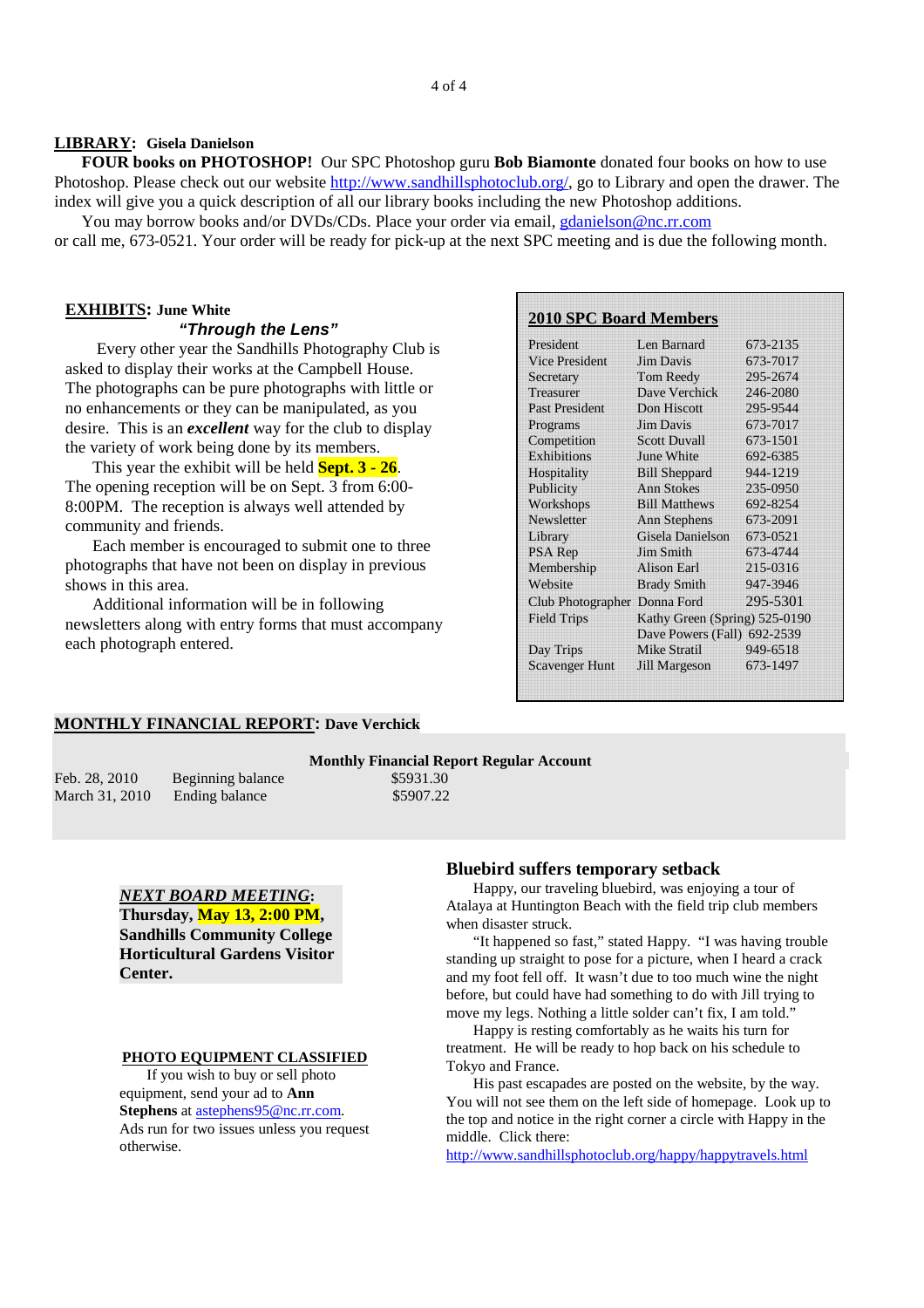**LIBRARY: Gisela Danielson**

**FOUR books on PHOTOSHOP!** Our SPC Photoshop guru **Bob Biamonte** donated four books on how to use Photoshop. Please check out our website http://www.sandhillsphotoclub.org/, go to Library and open the drawer. The index will give you a quick description of all our library books including the new Photoshop additions.

You may borrow books and/or DVDs/CDs. Place your order via email, gdanielson@nc.rr.com or call me, 673-0521. Your order will be ready for pick-up at the next SPC meeting and is due the following month.

**EXHIBITS: June White**

***"Through the Lens"***

Every other year the Sandhills Photography Club is asked to display their works at the Campbell House. The photographs can be pure photographs with little or no enhancements or they can be manipulated, as you desire. This is an ***excellent*** way for the club to display the variety of work being done by its members.

This year the exhibit will be held **Sept. 3 - 26**. The opening reception will be on Sept. 3 from 6:00-8:00PM. The reception is always well attended by community and friends.

Each member is encouraged to submit one to three photographs that have not been on display in previous shows in this area.

Additional information will be in following newsletters along with entry forms that must accompany each photograph entered.

**2010 SPC Board Members**

| | | |
|---|---|---|
| President | Len Barnard | 673-2135 |
| Vice President | Jim Davis | 673-7017 |
| Secretary | Tom Reedy | 295-2674 |
| Treasurer | Dave Verchick | 246-2080 |
| Past President | Don Hiscott | 295-9544 |
| Programs | Jim Davis | 673-7017 |
| Competition | Scott Duvall | 673-1501 |
| Exhibitions | June White | 692-6385 |
| Hospitality | Bill Sheppard | 944-1219 |
| Publicity | Ann Stokes | 235-0950 |
| Workshops | Bill Matthews | 692-8254 |
| Newsletter | Ann Stephens | 673-2091 |
| Library | Gisela Danielson | 673-0521 |
| PSA Rep | Jim Smith | 673-4744 |
| Membership | Alison Earl | 215-0316 |
| Website | Brady Smith | 947-3946 |
| Club Photographer | Donna Ford | 295-5301 |
| Field Trips | Kathy Green (Spring) | 525-0190 |
| | Dave Powers (Fall) | 692-2539 |
| Day Trips | Mike Stratil | 949-6518 |
| Scavenger Hunt | Jill Margeson | 673-1497 |

**MONTHLY FINANCIAL REPORT: Dave Verchick**

**Monthly Financial Report Regular Account**

| | | |
|---|---|---|
| Feb. 28, 2010 | Beginning balance | $5931.30 |
| March 31, 2010 | Ending balance | $5907.22 |

***NEXT BOARD MEETING*:**
**Thursday, May 13, 2:00 PM, Sandhills Community College Horticultural Gardens Visitor Center.**

**PHOTO EQUIPMENT CLASSIFIED**

If you wish to buy or sell photo equipment, send your ad to **Ann Stephens** at astephens95@nc.rr.com. Ads run for two issues unless you request otherwise.

## Bluebird suffers temporary setback

Happy, our traveling bluebird, was enjoying a tour of Atalaya at Huntington Beach with the field trip club members when disaster struck.

"It happened so fast," stated Happy. "I was having trouble standing up straight to pose for a picture, when I heard a crack and my foot fell off. It wasn't due to too much wine the night before, but could have had something to do with Jill trying to move my legs. Nothing a little solder can't fix, I am told."

Happy is resting comfortably as he waits his turn for treatment. He will be ready to hop back on his schedule to Tokyo and France.

His past escapades are posted on the website, by the way. You will not see them on the left side of homepage. Look up to the top and notice in the right corner a circle with Happy in the middle. Click there: http://www.sandhillsphotoclub.org/happy/happytravels.html